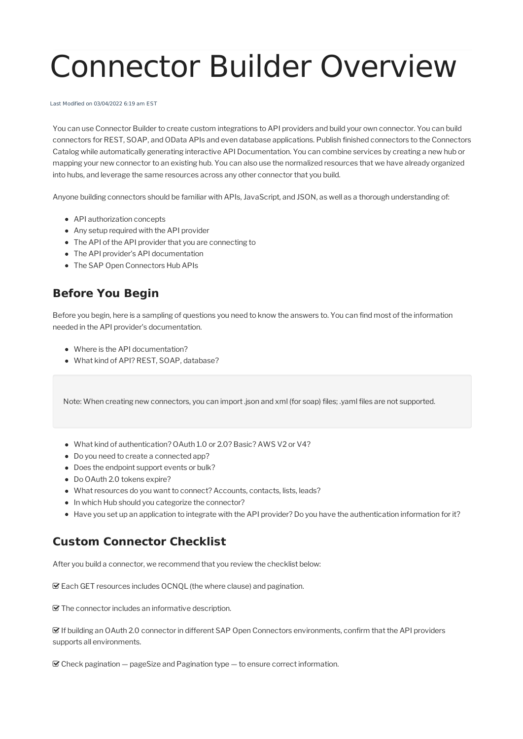# Connector Builder Overview

Last Modified on 03/04/2022 6:19 am EST

You can use Connector Builder to create custom integrations to API providers and build your own connector. You can build connectors for REST, SOAP, and OData APIs and even database applications. Publish finished connectors to the Connectors Catalog while automatically generating interactive API Documentation. You can combine services by creating a new hub or mapping your new connector to an existing hub. You can also use the normalized resources that we have already organized into hubs, and leverage the same resources across any other connector that you build.

Anyone building connectors should be familiar with APIs, JavaScript, and JSON, as well as a thorough understanding of:

- API authorization concepts
- Any setup required with the API provider
- The API of the API provider that you are connecting to
- The API provider's API documentation
- The SAP Open Connectors Hub APIs

## Before You Begin

Before you begin, here is a sampling of questions you need to know the answers to. You can find most of the information needed in the API provider's documentation.

- Where is the API documentation?
- What kind of API? REST, SOAP, database?

> Note: When creating new connectors, you can import .json and xml (for soap) files; .yaml files are not supported.

- What kind of authentication? OAuth 1.0 or 2.0? Basic? AWS V2 or V4?
- Do you need to create a connected app?
- Does the endpoint support events or bulk?
- Do OAuth 2.0 tokens expire?
- What resources do you want to connect? Accounts, contacts, lists, leads?
- In which Hub should you categorize the connector?
- Have you set up an application to integrate with the API provider? Do you have the authentication information for it?

## Custom Connector Checklist

After you build a connector, we recommend that you review the checklist below:

☑ Each GET resources includes OCNQL (the where clause) and pagination.

☑ The connector includes an informative description.

☑ If building an OAuth 2.0 connector in different SAP Open Connectors environments, confirm that the API providers supports all environments.

☑ Check pagination — pageSize and Pagination type — to ensure correct information.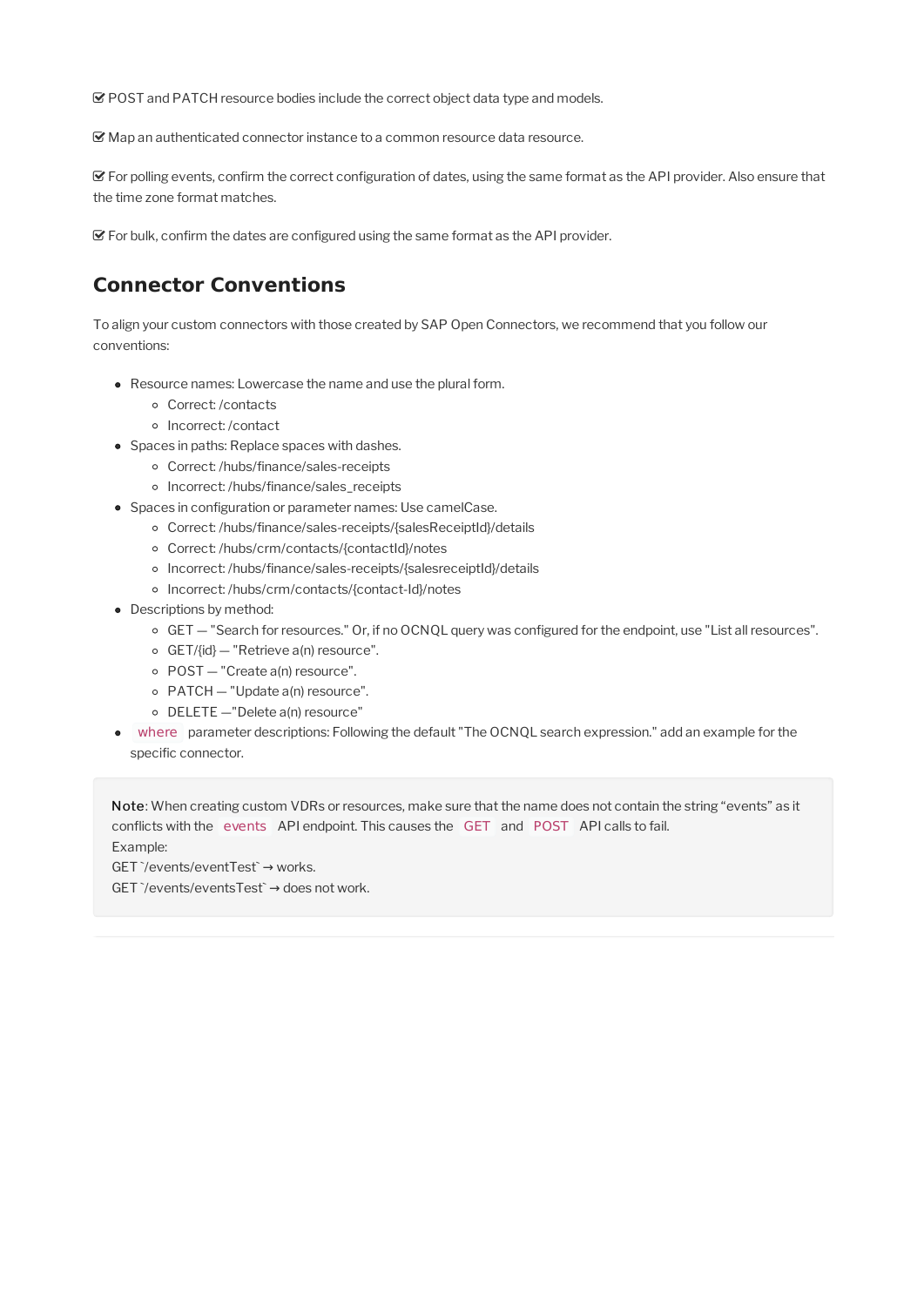☑ POST and PATCH resource bodies include the correct object data type and models.

☑ Map an authenticated connector instance to a common resource data resource.

☑ For polling events, confirm the correct configuration of dates, using the same format as the API provider. Also ensure that the time zone format matches.

☑ For bulk, confirm the dates are configured using the same format as the API provider.

## Connector Conventions

To align your custom connectors with those created by SAP Open Connectors, we recommend that you follow our conventions:

- Resource names: Lowercase the name and use the plural form.
  - Correct: /contacts
  - Incorrect: /contact
- Spaces in paths: Replace spaces with dashes.
  - Correct: /hubs/finance/sales-receipts
  - Incorrect: /hubs/finance/sales_receipts
- Spaces in configuration or parameter names: Use camelCase.
  - Correct: /hubs/finance/sales-receipts/{salesReceiptId}/details
  - Correct: /hubs/crm/contacts/{contactId}/notes
  - Incorrect: /hubs/finance/sales-receipts/{salesreceiptId}/details
  - Incorrect: /hubs/crm/contacts/{contact-Id}/notes
- Descriptions by method:
  - GET — "Search for resources." Or, if no OCNQL query was configured for the endpoint, use "List all resources".
  - GET/{id} — "Retrieve a(n) resource".
  - POST — "Create a(n) resource".
  - PATCH — "Update a(n) resource".
  - DELETE —"Delete a(n) resource"
- `where` parameter descriptions: Following the default "The OCNQL search expression." add an example for the specific connector.

> **Note**: When creating custom VDRs or resources, make sure that the name does not contain the string "events" as it conflicts with the `events` API endpoint. This causes the `GET` and `POST` API calls to fail.
> Example:
> GET `/events/eventTest` → works.
> GET `/events/eventsTest` → does not work.